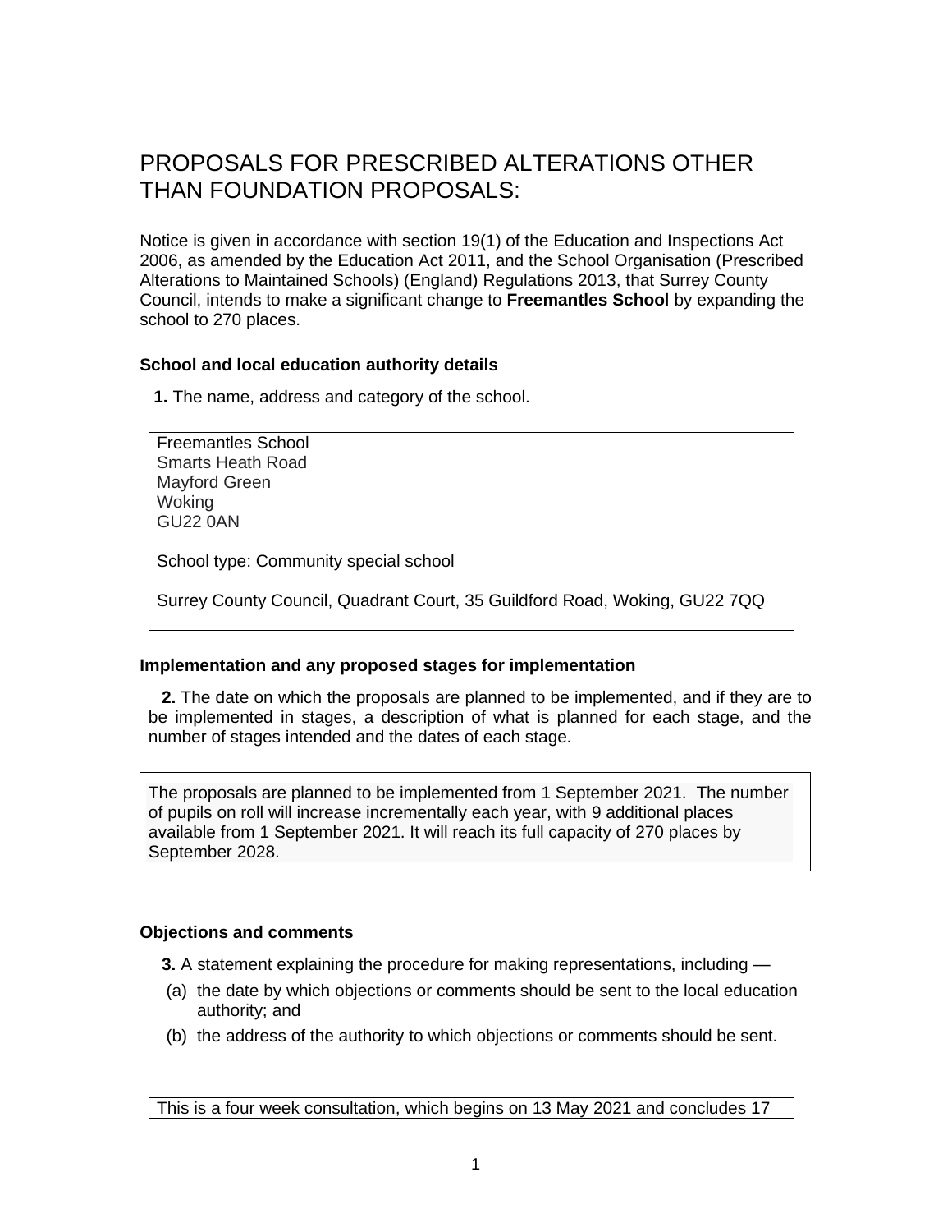# PROPOSALS FOR PRESCRIBED ALTERATIONS OTHER THAN FOUNDATION PROPOSALS:

Notice is given in accordance with section 19(1) of the Education and Inspections Act 2006, as amended by the Education Act 2011, and the School Organisation (Prescribed Alterations to Maintained Schools) (England) Regulations 2013, that Surrey County Council, intends to make a significant change to **Freemantles School** by expanding the school to 270 places.

**School and local education authority details**

**1.** The name, address and category of the school.

Freemantles School
Smarts Heath Road
Mayford Green
Woking
GU22 0AN

School type: Community special school

Surrey County Council, Quadrant Court, 35 Guildford Road, Woking, GU22 7QQ

**Implementation and any proposed stages for implementation**

**2.** The date on which the proposals are planned to be implemented, and if they are to be implemented in stages, a description of what is planned for each stage, and the number of stages intended and the dates of each stage.

The proposals are planned to be implemented from 1 September 2021. The number of pupils on roll will increase incrementally each year, with 9 additional places available from 1 September 2021. It will reach its full capacity of 270 places by September 2028.

**Objections and comments**

**3.** A statement explaining the procedure for making representations, including —

(a) the date by which objections or comments should be sent to the local education authority; and

(b) the address of the authority to which objections or comments should be sent.

This is a four week consultation, which begins on 13 May 2021 and concludes 17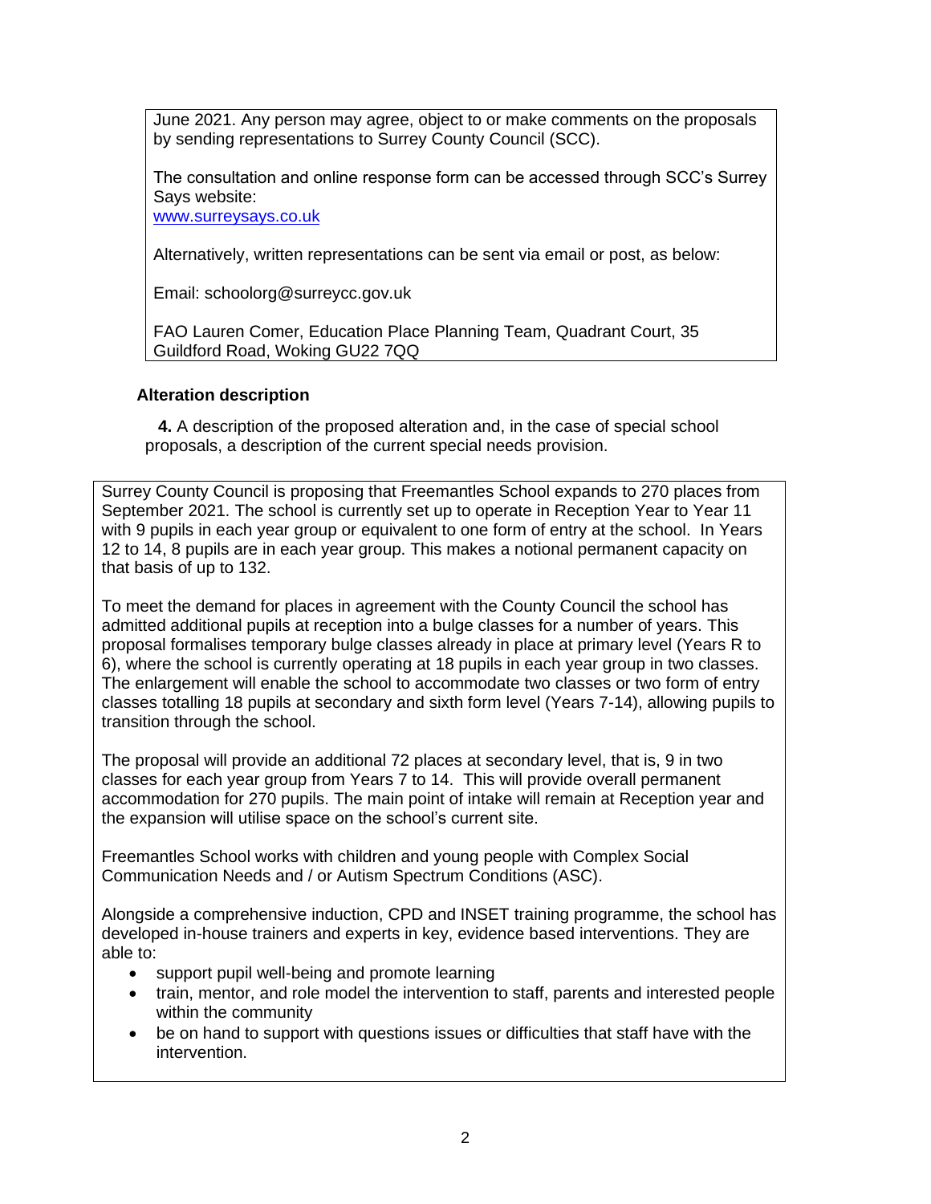June 2021. Any person may agree, object to or make comments on the proposals by sending representations to Surrey County Council (SCC).

The consultation and online response form can be accessed through SCC's Surrey Says website:
www.surreysays.co.uk

Alternatively, written representations can be sent via email or post, as below:

Email: schoolorg@surreycc.gov.uk

FAO Lauren Comer, Education Place Planning Team, Quadrant Court, 35 Guildford Road, Woking GU22 7QQ

### Alteration description

**4.** A description of the proposed alteration and, in the case of special school proposals, a description of the current special needs provision.

Surrey County Council is proposing that Freemantles School expands to 270 places from September 2021. The school is currently set up to operate in Reception Year to Year 11 with 9 pupils in each year group or equivalent to one form of entry at the school. In Years 12 to 14, 8 pupils are in each year group. This makes a notional permanent capacity on that basis of up to 132.

To meet the demand for places in agreement with the County Council the school has admitted additional pupils at reception into a bulge classes for a number of years. This proposal formalises temporary bulge classes already in place at primary level (Years R to 6), where the school is currently operating at 18 pupils in each year group in two classes. The enlargement will enable the school to accommodate two classes or two form of entry classes totalling 18 pupils at secondary and sixth form level (Years 7-14), allowing pupils to transition through the school.

The proposal will provide an additional 72 places at secondary level, that is, 9 in two classes for each year group from Years 7 to 14. This will provide overall permanent accommodation for 270 pupils. The main point of intake will remain at Reception year and the expansion will utilise space on the school's current site.

Freemantles School works with children and young people with Complex Social Communication Needs and / or Autism Spectrum Conditions (ASC).

Alongside a comprehensive induction, CPD and INSET training programme, the school has developed in-house trainers and experts in key, evidence based interventions. They are able to:

- support pupil well-being and promote learning
- train, mentor, and role model the intervention to staff, parents and interested people within the community
- be on hand to support with questions issues or difficulties that staff have with the intervention.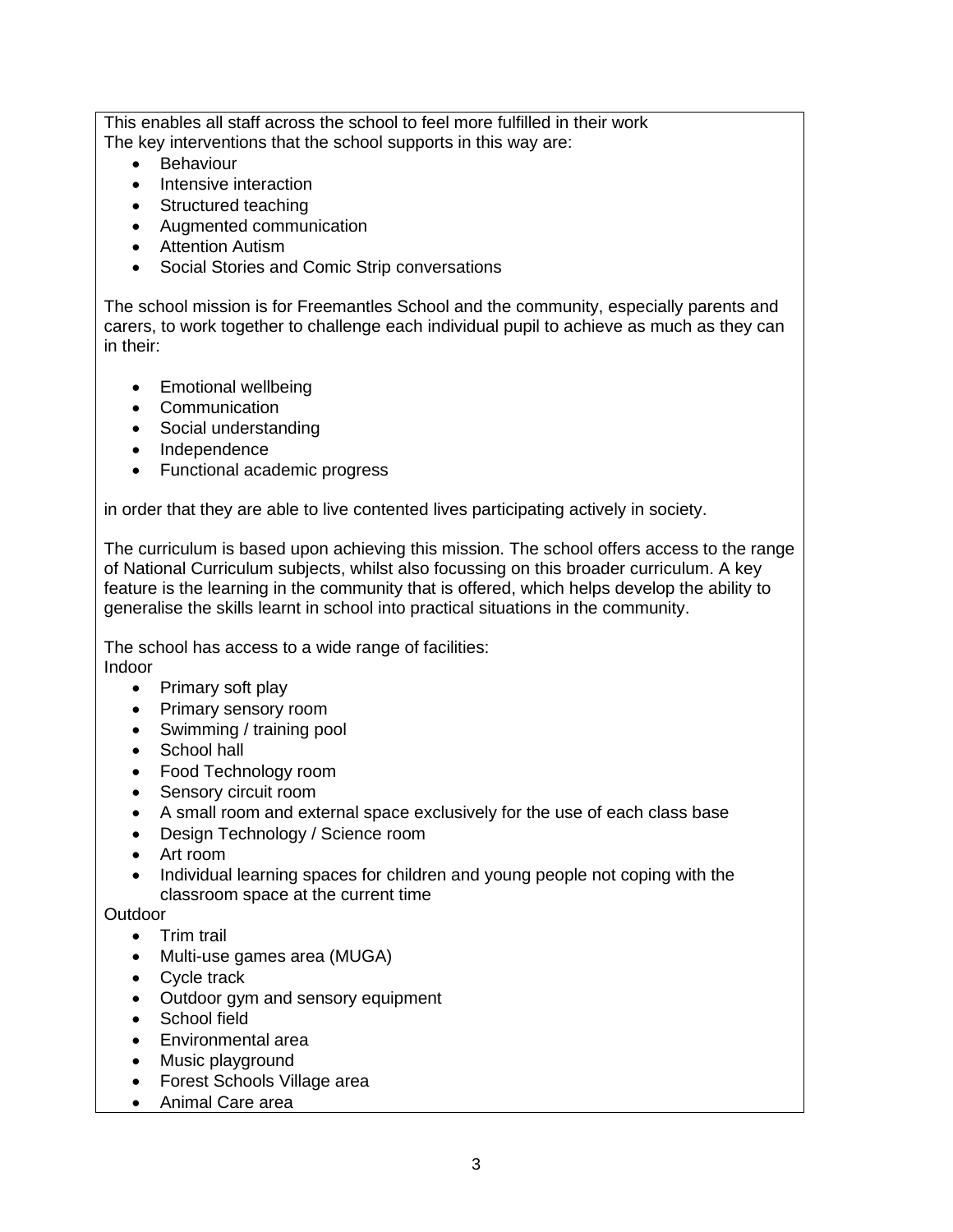This enables all staff across the school to feel more fulfilled in their work
The key interventions that the school supports in this way are:

- Behaviour
- Intensive interaction
- Structured teaching
- Augmented communication
- Attention Autism
- Social Stories and Comic Strip conversations

The school mission is for Freemantles School and the community, especially parents and carers, to work together to challenge each individual pupil to achieve as much as they can in their:

- Emotional wellbeing
- Communication
- Social understanding
- Independence
- Functional academic progress

in order that they are able to live contented lives participating actively in society.

The curriculum is based upon achieving this mission. The school offers access to the range of National Curriculum subjects, whilst also focussing on this broader curriculum. A key feature is the learning in the community that is offered, which helps develop the ability to generalise the skills learnt in school into practical situations in the community.

The school has access to a wide range of facilities:
Indoor

- Primary soft play
- Primary sensory room
- Swimming / training pool
- School hall
- Food Technology room
- Sensory circuit room
- A small room and external space exclusively for the use of each class base
- Design Technology / Science room
- Art room
- Individual learning spaces for children and young people not coping with the classroom space at the current time

Outdoor

- Trim trail
- Multi-use games area (MUGA)
- Cycle track
- Outdoor gym and sensory equipment
- School field
- Environmental area
- Music playground
- Forest Schools Village area
- Animal Care area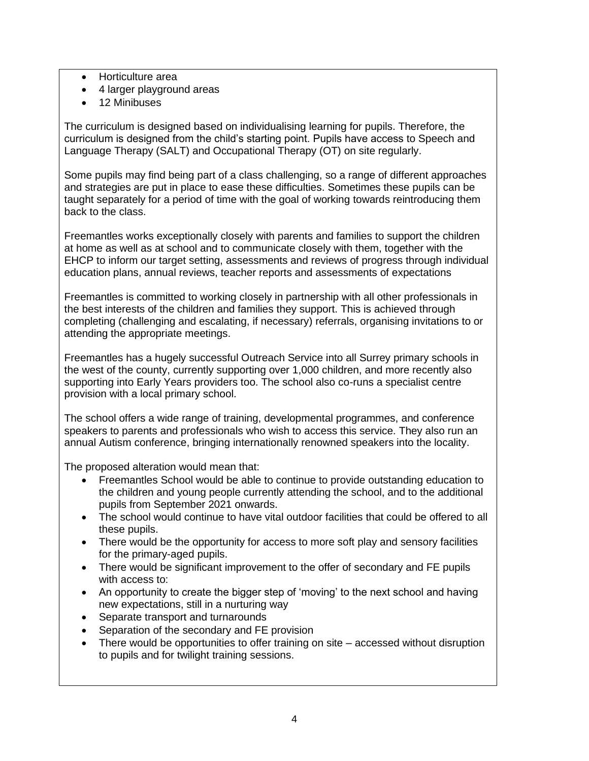- Horticulture area
- 4 larger playground areas
- 12 Minibuses

The curriculum is designed based on individualising learning for pupils. Therefore, the curriculum is designed from the child's starting point. Pupils have access to Speech and Language Therapy (SALT) and Occupational Therapy (OT) on site regularly.

Some pupils may find being part of a class challenging, so a range of different approaches and strategies are put in place to ease these difficulties. Sometimes these pupils can be taught separately for a period of time with the goal of working towards reintroducing them back to the class.

Freemantles works exceptionally closely with parents and families to support the children at home as well as at school and to communicate closely with them, together with the EHCP to inform our target setting, assessments and reviews of progress through individual education plans, annual reviews, teacher reports and assessments of expectations

Freemantles is committed to working closely in partnership with all other professionals in the best interests of the children and families they support. This is achieved through completing (challenging and escalating, if necessary) referrals, organising invitations to or attending the appropriate meetings.

Freemantles has a hugely successful Outreach Service into all Surrey primary schools in the west of the county, currently supporting over 1,000 children, and more recently also supporting into Early Years providers too. The school also co-runs a specialist centre provision with a local primary school.

The school offers a wide range of training, developmental programmes, and conference speakers to parents and professionals who wish to access this service. They also run an annual Autism conference, bringing internationally renowned speakers into the locality.

The proposed alteration would mean that:

- Freemantles School would be able to continue to provide outstanding education to the children and young people currently attending the school, and to the additional pupils from September 2021 onwards.
- The school would continue to have vital outdoor facilities that could be offered to all these pupils.
- There would be the opportunity for access to more soft play and sensory facilities for the primary-aged pupils.
- There would be significant improvement to the offer of secondary and FE pupils with access to:
- An opportunity to create the bigger step of 'moving' to the next school and having new expectations, still in a nurturing way
- Separate transport and turnarounds
- Separation of the secondary and FE provision
- There would be opportunities to offer training on site – accessed without disruption to pupils and for twilight training sessions.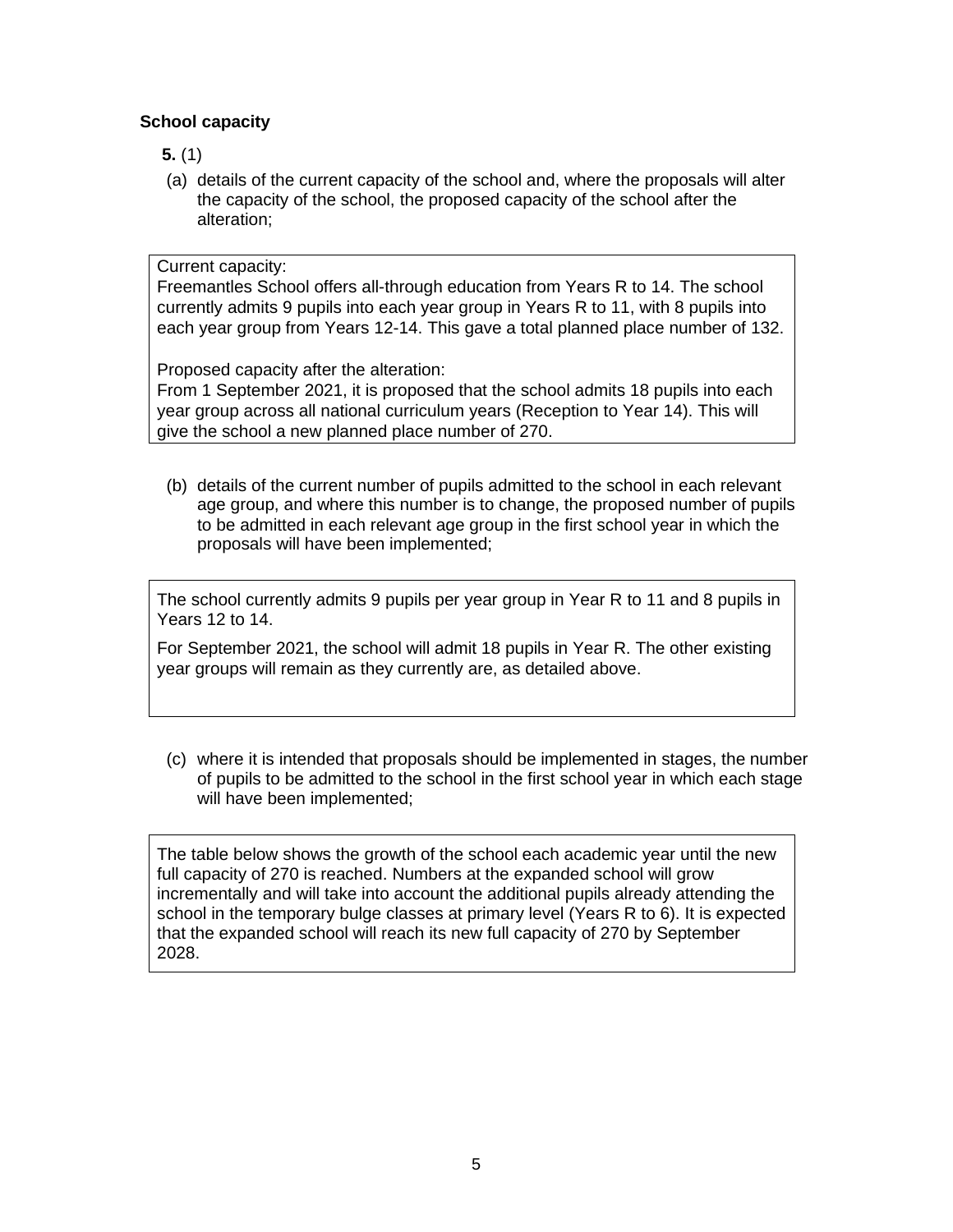### School capacity

**5.** (1)

(a) details of the current capacity of the school and, where the proposals will alter the capacity of the school, the proposed capacity of the school after the alteration;

Current capacity:
Freemantles School offers all-through education from Years R to 14. The school currently admits 9 pupils into each year group in Years R to 11, with 8 pupils into each year group from Years 12-14. This gave a total planned place number of 132.

Proposed capacity after the alteration:
From 1 September 2021, it is proposed that the school admits 18 pupils into each year group across all national curriculum years (Reception to Year 14). This will give the school a new planned place number of 270.

(b) details of the current number of pupils admitted to the school in each relevant age group, and where this number is to change, the proposed number of pupils to be admitted in each relevant age group in the first school year in which the proposals will have been implemented;

The school currently admits 9 pupils per year group in Year R to 11 and 8 pupils in Years 12 to 14.

For September 2021, the school will admit 18 pupils in Year R. The other existing year groups will remain as they currently are, as detailed above.

(c) where it is intended that proposals should be implemented in stages, the number of pupils to be admitted to the school in the first school year in which each stage will have been implemented;

The table below shows the growth of the school each academic year until the new full capacity of 270 is reached. Numbers at the expanded school will grow incrementally and will take into account the additional pupils already attending the school in the temporary bulge classes at primary level (Years R to 6). It is expected that the expanded school will reach its new full capacity of 270 by September 2028.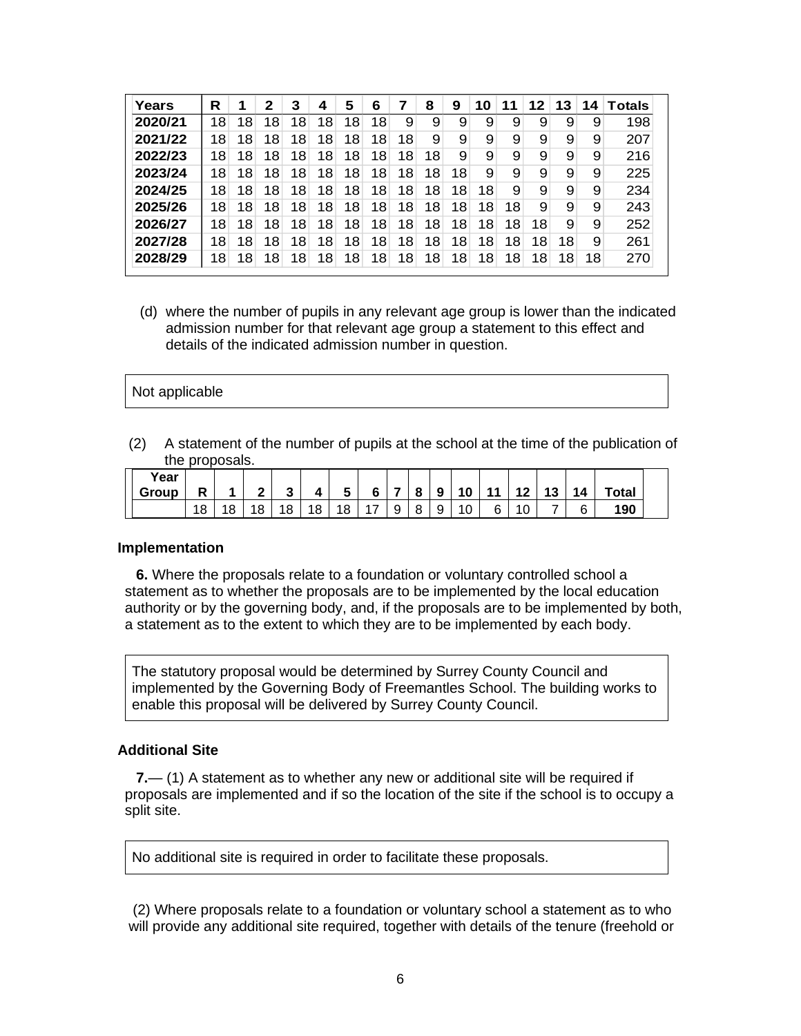| Years | R | 1 | 2 | 3 | 4 | 5 | 6 | 7 | 8 | 9 | 10 | 11 | 12 | 13 | 14 | Totals |
|---|---|---|---|---|---|---|---|---|---|---|---|---|---|---|---|---|
| 2020/21 | 18 | 18 | 18 | 18 | 18 | 18 | 18 | 9 | 9 | 9 | 9 | 9 | 9 | 9 | 9 | 198 |
| 2021/22 | 18 | 18 | 18 | 18 | 18 | 18 | 18 | 18 | 9 | 9 | 9 | 9 | 9 | 9 | 9 | 207 |
| 2022/23 | 18 | 18 | 18 | 18 | 18 | 18 | 18 | 18 | 18 | 9 | 9 | 9 | 9 | 9 | 9 | 216 |
| 2023/24 | 18 | 18 | 18 | 18 | 18 | 18 | 18 | 18 | 18 | 18 | 9 | 9 | 9 | 9 | 9 | 225 |
| 2024/25 | 18 | 18 | 18 | 18 | 18 | 18 | 18 | 18 | 18 | 18 | 18 | 9 | 9 | 9 | 9 | 234 |
| 2025/26 | 18 | 18 | 18 | 18 | 18 | 18 | 18 | 18 | 18 | 18 | 18 | 18 | 9 | 9 | 9 | 243 |
| 2026/27 | 18 | 18 | 18 | 18 | 18 | 18 | 18 | 18 | 18 | 18 | 18 | 18 | 18 | 9 | 9 | 252 |
| 2027/28 | 18 | 18 | 18 | 18 | 18 | 18 | 18 | 18 | 18 | 18 | 18 | 18 | 18 | 18 | 9 | 261 |
| 2028/29 | 18 | 18 | 18 | 18 | 18 | 18 | 18 | 18 | 18 | 18 | 18 | 18 | 18 | 18 | 18 | 270 |

(d) where the number of pupils in any relevant age group is lower than the indicated admission number for that relevant age group a statement to this effect and details of the indicated admission number in question.

Not applicable

(2) A statement of the number of pupils at the school at the time of the publication of the proposals.

| Year Group | R | 1 | 2 | 3 | 4 | 5 | 6 | 7 | 8 | 9 | 10 | 11 | 12 | 13 | 14 | Total |
|---|---|---|---|---|---|---|---|---|---|---|---|---|---|---|---|---|
| | 18 | 18 | 18 | 18 | 18 | 18 | 17 | 9 | 8 | 9 | 10 | 6 | 10 | 7 | 6 | **190** |

### Implementation

**6.** Where the proposals relate to a foundation or voluntary controlled school a statement as to whether the proposals are to be implemented by the local education authority or by the governing body, and, if the proposals are to be implemented by both, a statement as to the extent to which they are to be implemented by each body.

The statutory proposal would be determined by Surrey County Council and implemented by the Governing Body of Freemantles School. The building works to enable this proposal will be delivered by Surrey County Council.

### Additional Site

**7.**— (1) A statement as to whether any new or additional site will be required if proposals are implemented and if so the location of the site if the school is to occupy a split site.

No additional site is required in order to facilitate these proposals.

(2) Where proposals relate to a foundation or voluntary school a statement as to who will provide any additional site required, together with details of the tenure (freehold or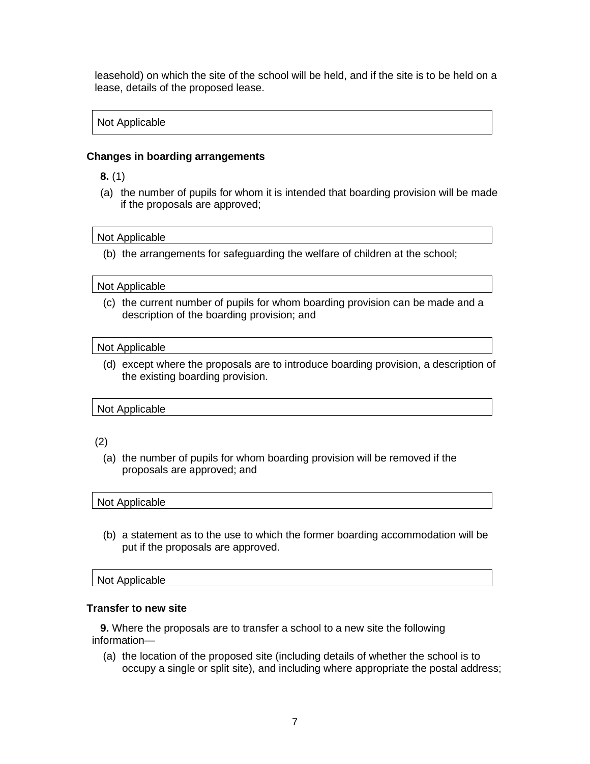leasehold) on which the site of the school will be held, and if the site is to be held on a lease, details of the proposed lease.

| Not Applicable |
|---|

**Changes in boarding arrangements**

**8.** (1)

(a) the number of pupils for whom it is intended that boarding provision will be made if the proposals are approved;

| Not Applicable |
|---|

(b) the arrangements for safeguarding the welfare of children at the school;

| Not Applicable |
|---|

(c) the current number of pupils for whom boarding provision can be made and a description of the boarding provision; and

| Not Applicable |
|---|

(d) except where the proposals are to introduce boarding provision, a description of the existing boarding provision.

| Not Applicable |
|---|

(2)

(a) the number of pupils for whom boarding provision will be removed if the proposals are approved; and

| Not Applicable |
|---|

(b) a statement as to the use to which the former boarding accommodation will be put if the proposals are approved.

| Not Applicable |
|---|

**Transfer to new site**

**9.** Where the proposals are to transfer a school to a new site the following information—

(a) the location of the proposed site (including details of whether the school is to occupy a single or split site), and including where appropriate the postal address;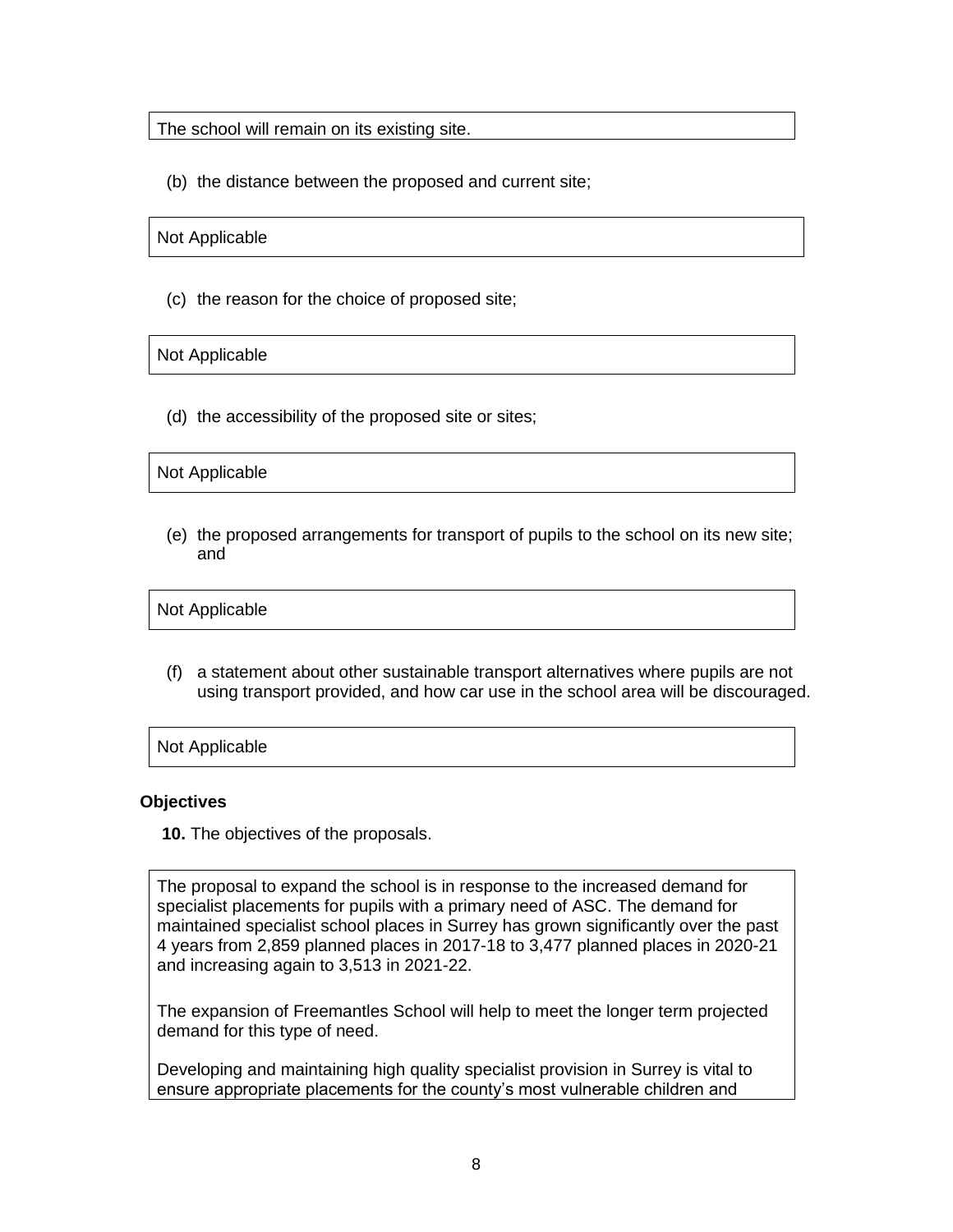The school will remain on its existing site.

(b) the distance between the proposed and current site;

Not Applicable

(c) the reason for the choice of proposed site;

Not Applicable

(d) the accessibility of the proposed site or sites;

Not Applicable

(e) the proposed arrangements for transport of pupils to the school on its new site; and

Not Applicable

(f) a statement about other sustainable transport alternatives where pupils are not using transport provided, and how car use in the school area will be discouraged.

Not Applicable

**Objectives**

**10.** The objectives of the proposals.

The proposal to expand the school is in response to the increased demand for specialist placements for pupils with a primary need of ASC. The demand for maintained specialist school places in Surrey has grown significantly over the past 4 years from 2,859 planned places in 2017-18 to 3,477 planned places in 2020-21 and increasing again to 3,513 in 2021-22.

The expansion of Freemantles School will help to meet the longer term projected demand for this type of need.

Developing and maintaining high quality specialist provision in Surrey is vital to ensure appropriate placements for the county's most vulnerable children and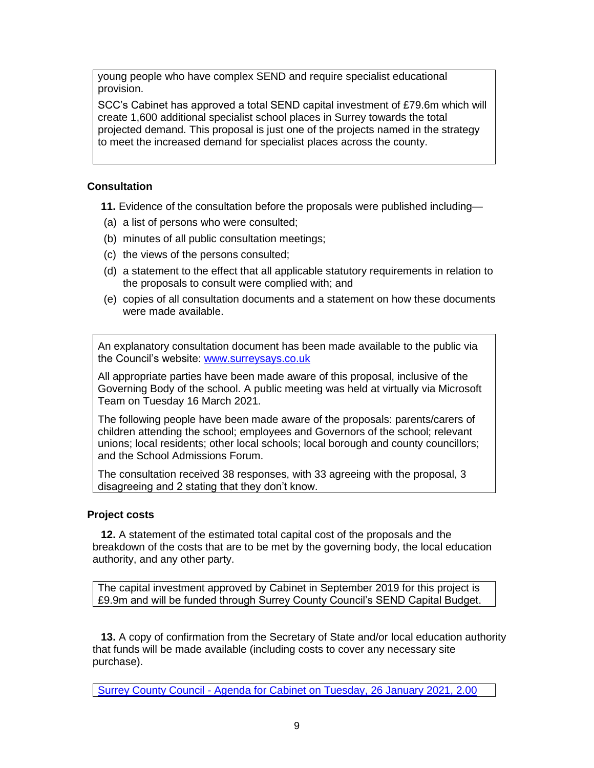young people who have complex SEND and require specialist educational provision.

SCC's Cabinet has approved a total SEND capital investment of £79.6m which will create 1,600 additional specialist school places in Surrey towards the total projected demand. This proposal is just one of the projects named in the strategy to meet the increased demand for specialist places across the county.

**Consultation**

**11.** Evidence of the consultation before the proposals were published including—

(a) a list of persons who were consulted;

(b) minutes of all public consultation meetings;

(c) the views of the persons consulted;

(d) a statement to the effect that all applicable statutory requirements in relation to the proposals to consult were complied with; and

(e) copies of all consultation documents and a statement on how these documents were made available.

An explanatory consultation document has been made available to the public via the Council's website: [www.surreysays.co.uk](http://www.surreysays.co.uk)

All appropriate parties have been made aware of this proposal, inclusive of the Governing Body of the school. A public meeting was held at virtually via Microsoft Team on Tuesday 16 March 2021.

The following people have been made aware of the proposals: parents/carers of children attending the school; employees and Governors of the school; relevant unions; local residents; other local schools; local borough and county councillors; and the School Admissions Forum.

The consultation received 38 responses, with 33 agreeing with the proposal, 3 disagreeing and 2 stating that they don't know.

**Project costs**

**12.** A statement of the estimated total capital cost of the proposals and the breakdown of the costs that are to be met by the governing body, the local education authority, and any other party.

The capital investment approved by Cabinet in September 2019 for this project is £9.9m and will be funded through Surrey County Council's SEND Capital Budget.

**13.** A copy of confirmation from the Secretary of State and/or local education authority that funds will be made available (including costs to cover any necessary site purchase).

Surrey County Council - Agenda for Cabinet on Tuesday, 26 January 2021, 2.00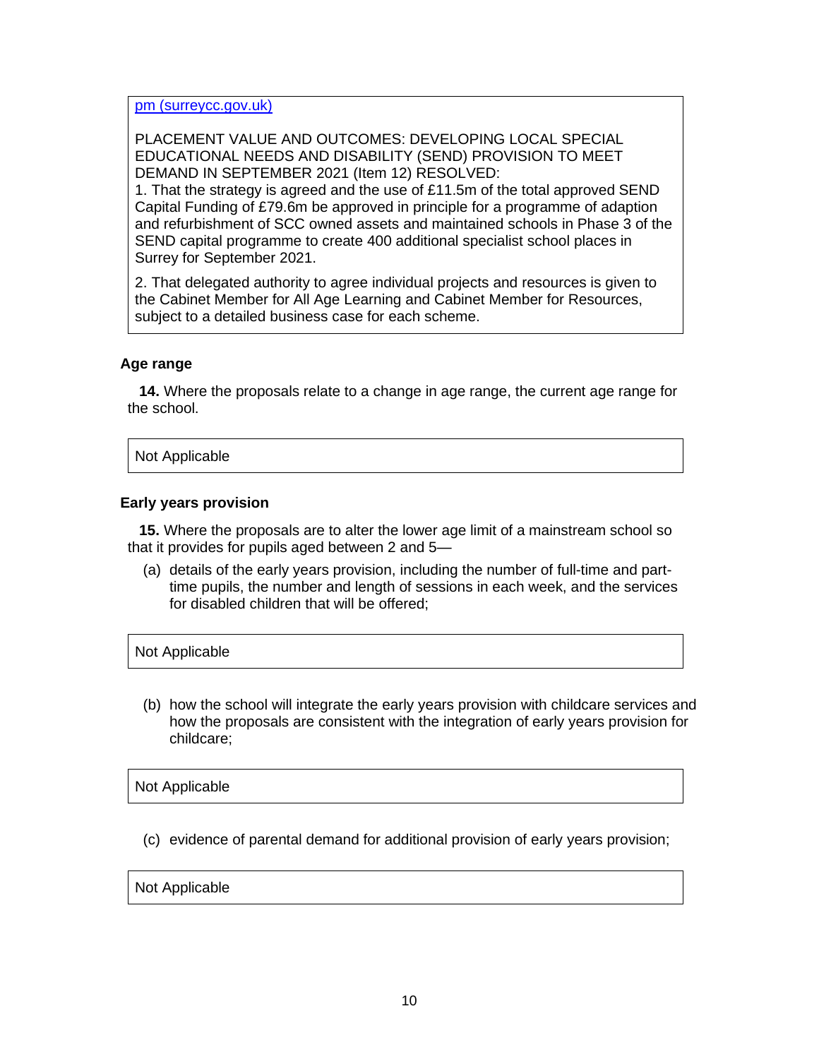pm (surreycc.gov.uk)

PLACEMENT VALUE AND OUTCOMES: DEVELOPING LOCAL SPECIAL EDUCATIONAL NEEDS AND DISABILITY (SEND) PROVISION TO MEET DEMAND IN SEPTEMBER 2021 (Item 12) RESOLVED:

1. That the strategy is agreed and the use of £11.5m of the total approved SEND Capital Funding of £79.6m be approved in principle for a programme of adaption and refurbishment of SCC owned assets and maintained schools in Phase 3 of the SEND capital programme to create 400 additional specialist school places in Surrey for September 2021.

2. That delegated authority to agree individual projects and resources is given to the Cabinet Member for All Age Learning and Cabinet Member for Resources, subject to a detailed business case for each scheme.

### Age range

**14.** Where the proposals relate to a change in age range, the current age range for the school.

Not Applicable

### Early years provision

**15.** Where the proposals are to alter the lower age limit of a mainstream school so that it provides for pupils aged between 2 and 5—

(a) details of the early years provision, including the number of full-time and part-time pupils, the number and length of sessions in each week, and the services for disabled children that will be offered;

Not Applicable

(b) how the school will integrate the early years provision with childcare services and how the proposals are consistent with the integration of early years provision for childcare;

Not Applicable

(c) evidence of parental demand for additional provision of early years provision;

Not Applicable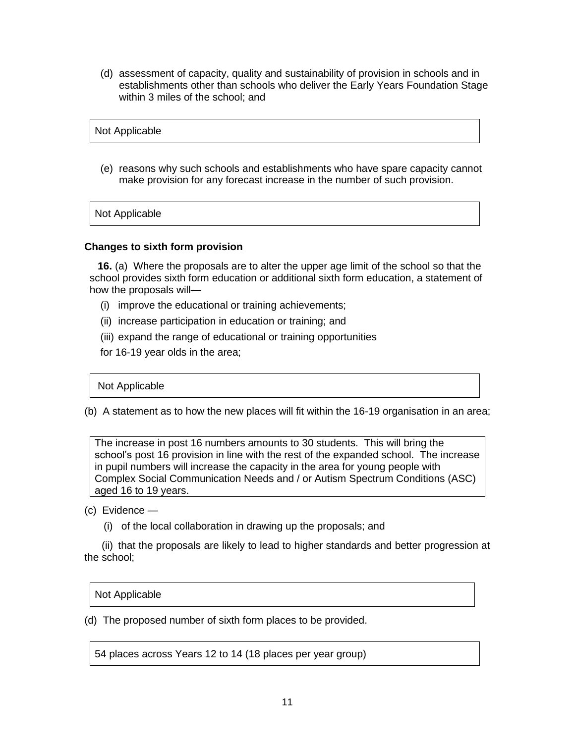(d) assessment of capacity, quality and sustainability of provision in schools and in establishments other than schools who deliver the Early Years Foundation Stage within 3 miles of the school; and

| Not Applicable |
|---|

(e) reasons why such schools and establishments who have spare capacity cannot make provision for any forecast increase in the number of such provision.

| Not Applicable |
|---|

**Changes to sixth form provision**

**16.** (a) Where the proposals are to alter the upper age limit of the school so that the school provides sixth form education or additional sixth form education, a statement of how the proposals will—

(i) improve the educational or training achievements;

(ii) increase participation in education or training; and

(iii) expand the range of educational or training opportunities

for 16-19 year olds in the area;

| Not Applicable |
|---|

(b) A statement as to how the new places will fit within the 16-19 organisation in an area;

| The increase in post 16 numbers amounts to 30 students. This will bring the school's post 16 provision in line with the rest of the expanded school. The increase in pupil numbers will increase the capacity in the area for young people with Complex Social Communication Needs and / or Autism Spectrum Conditions (ASC) aged 16 to 19 years. |
|---|

(c) Evidence —

(i) of the local collaboration in drawing up the proposals; and

(ii) that the proposals are likely to lead to higher standards and better progression at the school;

| Not Applicable |
|---|

(d) The proposed number of sixth form places to be provided.

| 54 places across Years 12 to 14 (18 places per year group) |
|---|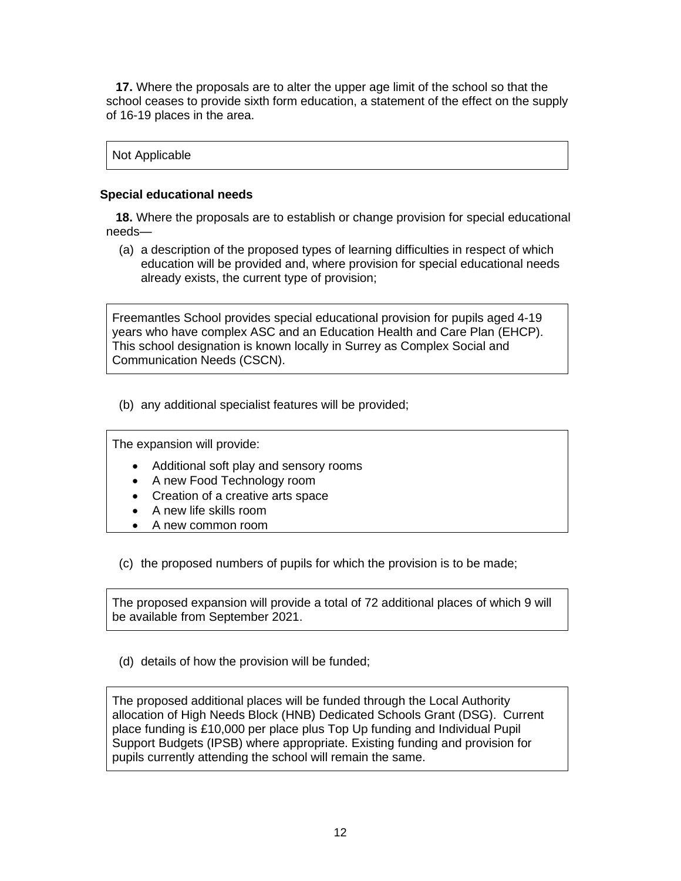**17.** Where the proposals are to alter the upper age limit of the school so that the school ceases to provide sixth form education, a statement of the effect on the supply of 16-19 places in the area.

Not Applicable

### Special educational needs

**18.** Where the proposals are to establish or change provision for special educational needs—

(a) a description of the proposed types of learning difficulties in respect of which education will be provided and, where provision for special educational needs already exists, the current type of provision;

Freemantles School provides special educational provision for pupils aged 4-19 years who have complex ASC and an Education Health and Care Plan (EHCP). This school designation is known locally in Surrey as Complex Social and Communication Needs (CSCN).

(b) any additional specialist features will be provided;

The expansion will provide:

- Additional soft play and sensory rooms
- A new Food Technology room
- Creation of a creative arts space
- A new life skills room
- A new common room

(c) the proposed numbers of pupils for which the provision is to be made;

The proposed expansion will provide a total of 72 additional places of which 9 will be available from September 2021.

(d) details of how the provision will be funded;

The proposed additional places will be funded through the Local Authority allocation of High Needs Block (HNB) Dedicated Schools Grant (DSG). Current place funding is £10,000 per place plus Top Up funding and Individual Pupil Support Budgets (IPSB) where appropriate. Existing funding and provision for pupils currently attending the school will remain the same.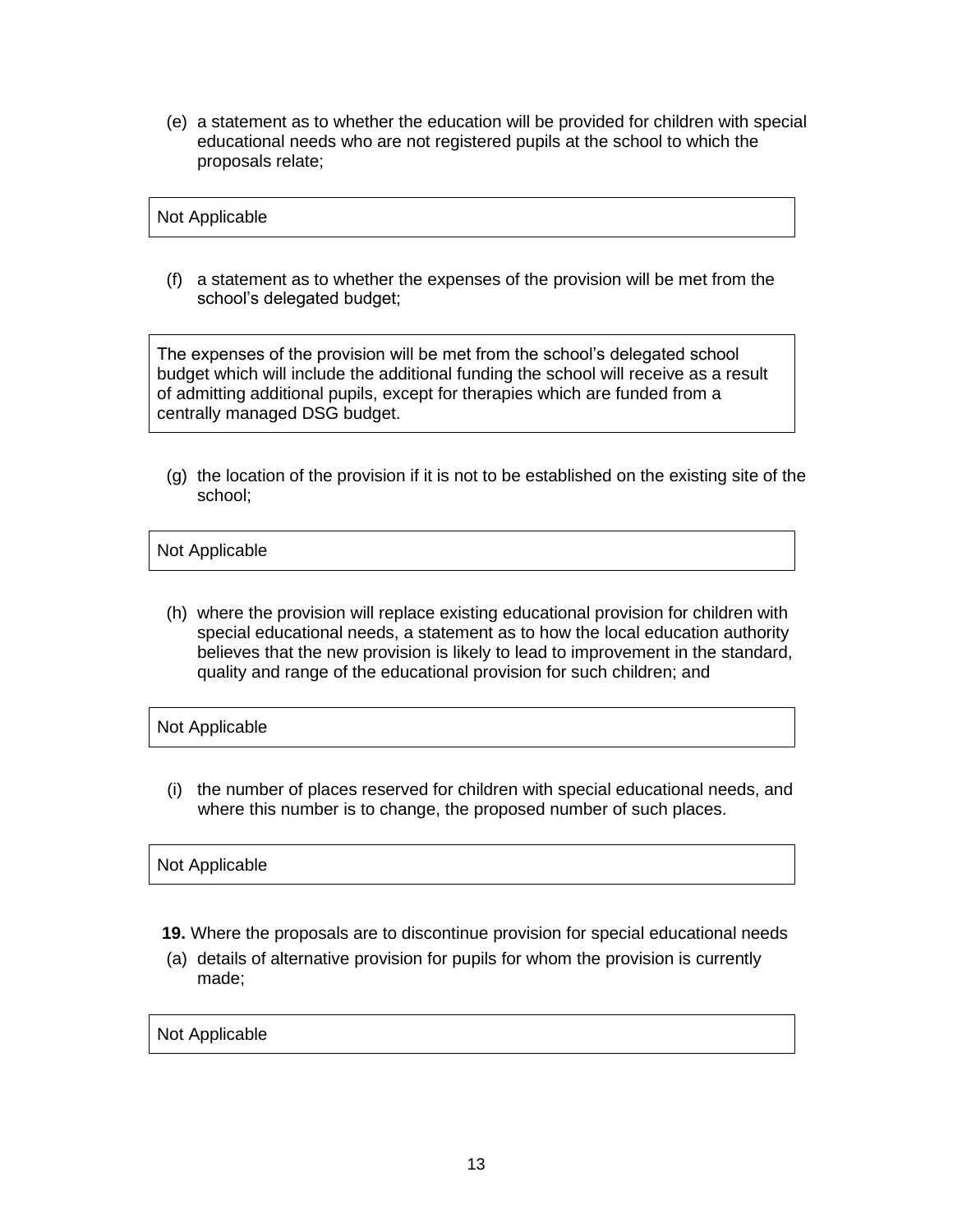(e) a statement as to whether the education will be provided for children with special educational needs who are not registered pupils at the school to which the proposals relate;

> Not Applicable

(f) a statement as to whether the expenses of the provision will be met from the school's delegated budget;

> The expenses of the provision will be met from the school's delegated school budget which will include the additional funding the school will receive as a result of admitting additional pupils, except for therapies which are funded from a centrally managed DSG budget.

(g) the location of the provision if it is not to be established on the existing site of the school;

> Not Applicable

(h) where the provision will replace existing educational provision for children with special educational needs, a statement as to how the local education authority believes that the new provision is likely to lead to improvement in the standard, quality and range of the educational provision for such children; and

> Not Applicable

(i) the number of places reserved for children with special educational needs, and where this number is to change, the proposed number of such places.

> Not Applicable

**19.** Where the proposals are to discontinue provision for special educational needs

(a) details of alternative provision for pupils for whom the provision is currently made;

> Not Applicable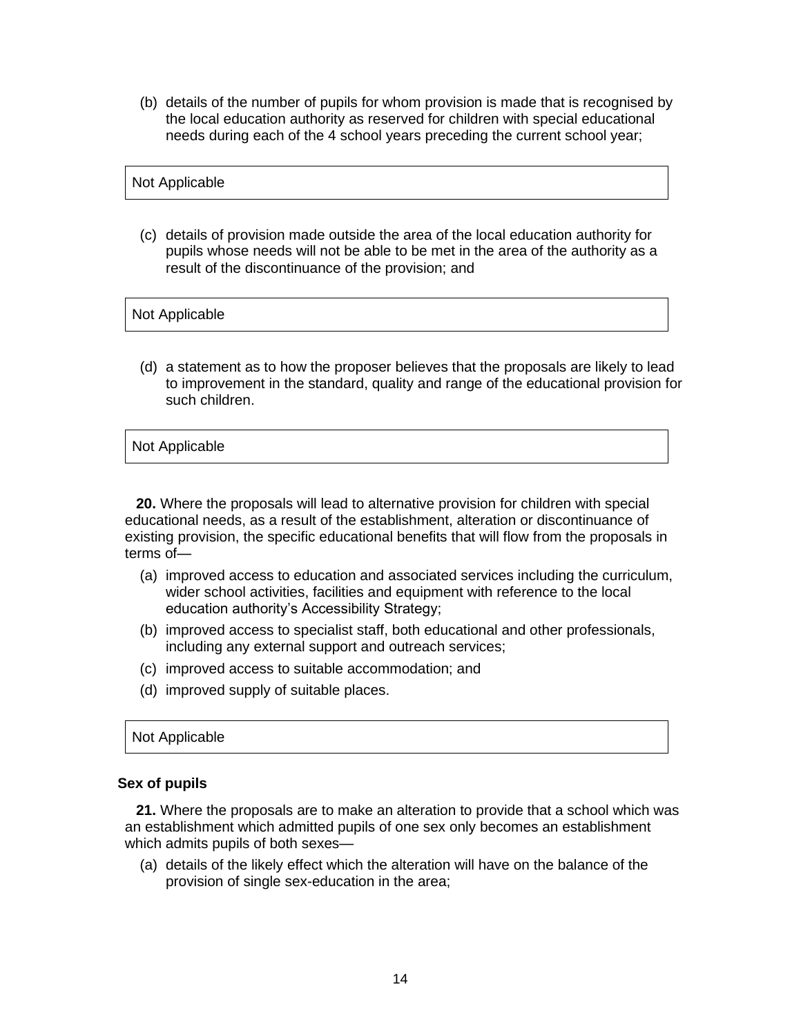(b) details of the number of pupils for whom provision is made that is recognised by the local education authority as reserved for children with special educational needs during each of the 4 school years preceding the current school year;

| Not Applicable |
|---|

(c) details of provision made outside the area of the local education authority for pupils whose needs will not be able to be met in the area of the authority as a result of the discontinuance of the provision; and

| Not Applicable |
|---|

(d) a statement as to how the proposer believes that the proposals are likely to lead to improvement in the standard, quality and range of the educational provision for such children.

| Not Applicable |
|---|

**20.** Where the proposals will lead to alternative provision for children with special educational needs, as a result of the establishment, alteration or discontinuance of existing provision, the specific educational benefits that will flow from the proposals in terms of—

(a) improved access to education and associated services including the curriculum, wider school activities, facilities and equipment with reference to the local education authority's Accessibility Strategy;

(b) improved access to specialist staff, both educational and other professionals, including any external support and outreach services;

(c) improved access to suitable accommodation; and

(d) improved supply of suitable places.

| Not Applicable |
|---|

**Sex of pupils**

**21.** Where the proposals are to make an alteration to provide that a school which was an establishment which admitted pupils of one sex only becomes an establishment which admits pupils of both sexes—

(a) details of the likely effect which the alteration will have on the balance of the provision of single sex-education in the area;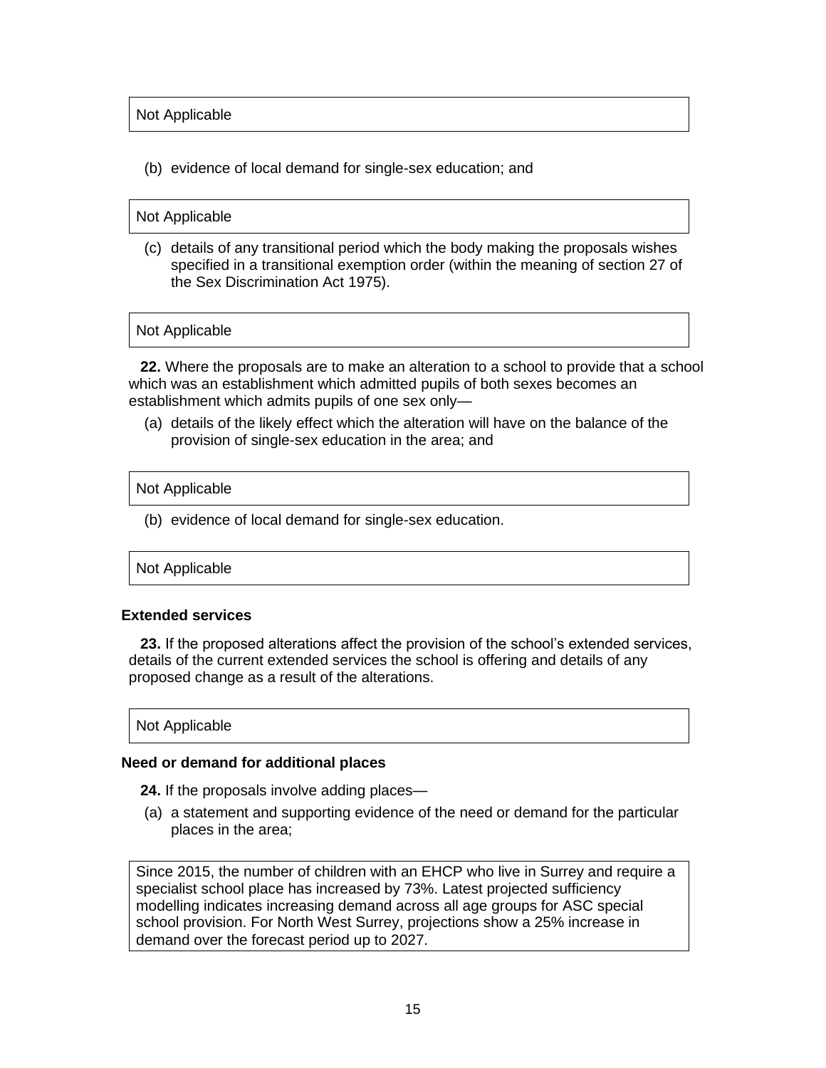Not Applicable

(b) evidence of local demand for single-sex education; and

Not Applicable

(c) details of any transitional period which the body making the proposals wishes specified in a transitional exemption order (within the meaning of section 27 of the Sex Discrimination Act 1975).

Not Applicable

**22.** Where the proposals are to make an alteration to a school to provide that a school which was an establishment which admitted pupils of both sexes becomes an establishment which admits pupils of one sex only—

(a) details of the likely effect which the alteration will have on the balance of the provision of single-sex education in the area; and

Not Applicable

(b) evidence of local demand for single-sex education.

Not Applicable

### Extended services

**23.** If the proposed alterations affect the provision of the school's extended services, details of the current extended services the school is offering and details of any proposed change as a result of the alterations.

Not Applicable

### Need or demand for additional places

**24.** If the proposals involve adding places—

(a) a statement and supporting evidence of the need or demand for the particular places in the area;

Since 2015, the number of children with an EHCP who live in Surrey and require a specialist school place has increased by 73%. Latest projected sufficiency modelling indicates increasing demand across all age groups for ASC special school provision. For North West Surrey, projections show a 25% increase in demand over the forecast period up to 2027.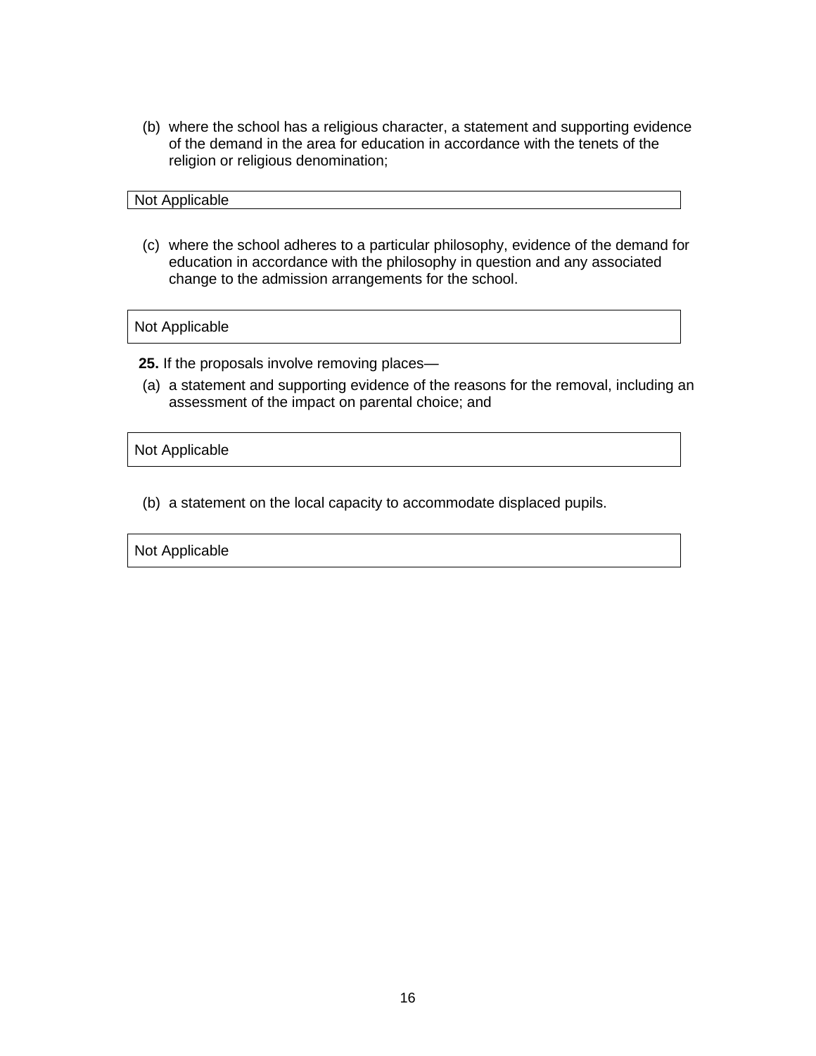(b) where the school has a religious character, a statement and supporting evidence of the demand in the area for education in accordance with the tenets of the religion or religious denomination;

| |
|---|
| Not Applicable |

(c) where the school adheres to a particular philosophy, evidence of the demand for education in accordance with the philosophy in question and any associated change to the admission arrangements for the school.

| |
|---|
| Not Applicable |

**25.** If the proposals involve removing places—

(a) a statement and supporting evidence of the reasons for the removal, including an assessment of the impact on parental choice; and

| |
|---|
| Not Applicable |

(b) a statement on the local capacity to accommodate displaced pupils.

| |
|---|
| Not Applicable |